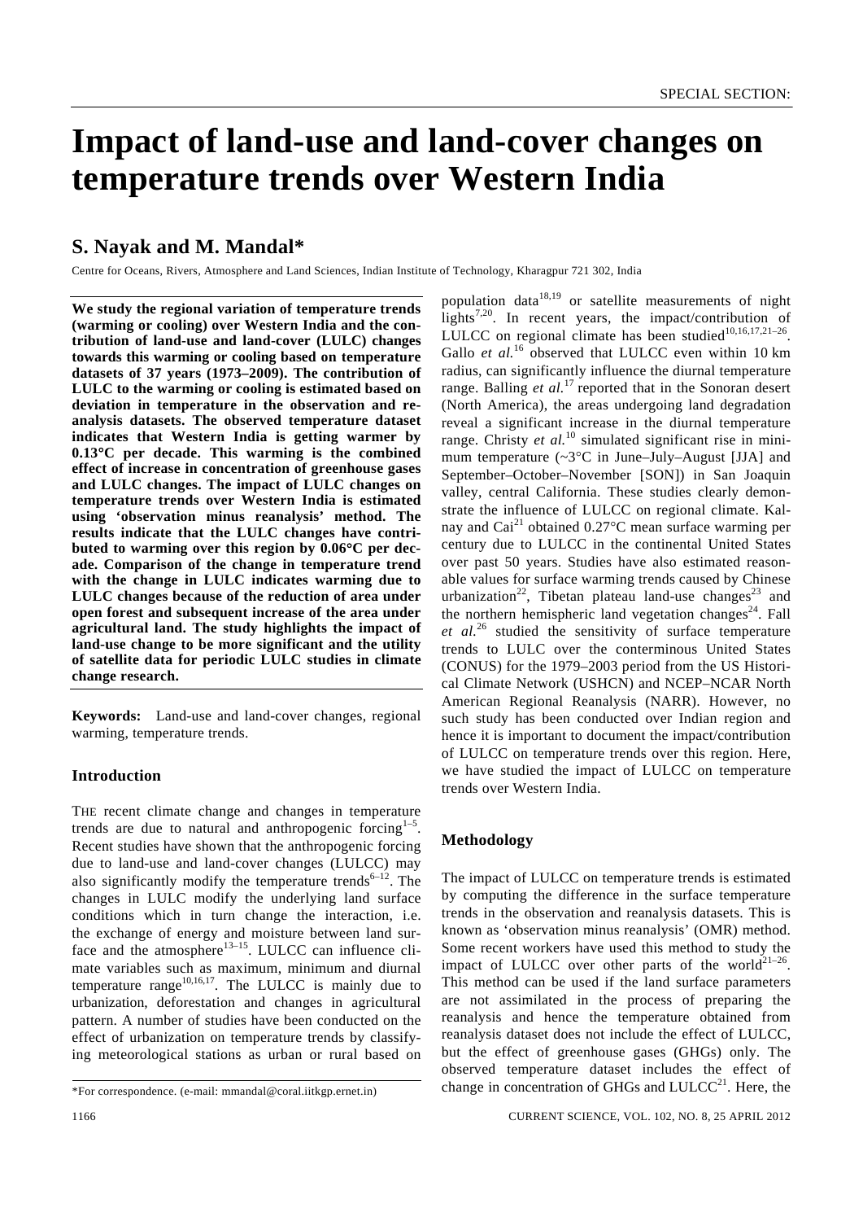# Impact of land-use and land-cover changes on temperature trends over Western India

## S. Nayak and M. Mandal*

Centre for Oceans, Rivers, Atmosphere and Land Sciences, Indian Institute of Technology, Kharagpur 721 302, India

**We study the regional variation of temperature trends (warming or cooling) over Western India and the contribution of land-use and land-cover (LULC) changes towards this warming or cooling based on temperature datasets of 37 years (1973–2009). The contribution of LULC to the warming or cooling is estimated based on deviation in temperature in the observation and reanalysis datasets. The observed temperature dataset indicates that Western India is getting warmer by 0.13°C per decade. This warming is the combined effect of increase in concentration of greenhouse gases and LULC changes. The impact of LULC changes on temperature trends over Western India is estimated using 'observation minus reanalysis' method. The results indicate that the LULC changes have contributed to warming over this region by 0.06°C per decade. Comparison of the change in temperature trend with the change in LULC indicates warming due to LULC changes because of the reduction of area under open forest and subsequent increase of the area under agricultural land. The study highlights the impact of land-use change to be more significant and the utility of satellite data for periodic LULC studies in climate change research.**

**Keywords:** Land-use and land-cover changes, regional warming, temperature trends.

### Introduction

THE recent climate change and changes in temperature trends are due to natural and anthropogenic forcing[1–5]. Recent studies have shown that the anthropogenic forcing due to land-use and land-cover changes (LULCC) may also significantly modify the temperature trends[6–12]. The changes in LULC modify the underlying land surface conditions which in turn change the interaction, i.e. the exchange of energy and moisture between land surface and the atmosphere[13–15]. LULCC can influence climate variables such as maximum, minimum and diurnal temperature range[10,16,17]. The LULCC is mainly due to urbanization, deforestation and changes in agricultural pattern. A number of studies have been conducted on the effect of urbanization on temperature trends by classifying meteorological stations as urban or rural based on population data[18,19] or satellite measurements of night lights[7,20]. In recent years, the impact/contribution of LULCC on regional climate has been studied[10,16,17,21–26]. Gallo *et al.*[16] observed that LULCC even within 10 km radius, can significantly influence the diurnal temperature range. Balling *et al.*[17] reported that in the Sonoran desert (North America), the areas undergoing land degradation reveal a significant increase in the diurnal temperature range. Christy *et al.*[10] simulated significant rise in minimum temperature (~3°C in June–July–August [JJA] and September–October–November [SON]) in San Joaquin valley, central California. These studies clearly demonstrate the influence of LULCC on regional climate. Kalnay and Cai[21] obtained 0.27°C mean surface warming per century due to LULCC in the continental United States over past 50 years. Studies have also estimated reasonable values for surface warming trends caused by Chinese urbanization[22], Tibetan plateau land-use changes[23] and the northern hemispheric land vegetation changes[24]. Fall *et al.*[26] studied the sensitivity of surface temperature trends to LULC over the conterminous United States (CONUS) for the 1979–2003 period from the US Historical Climate Network (USHCN) and NCEP–NCAR North American Regional Reanalysis (NARR). However, no such study has been conducted over Indian region and hence it is important to document the impact/contribution of LULCC on temperature trends over this region. Here, we have studied the impact of LULCC on temperature trends over Western India.

### Methodology

The impact of LULCC on temperature trends is estimated by computing the difference in the surface temperature trends in the observation and reanalysis datasets. This is known as 'observation minus reanalysis' (OMR) method. Some recent workers have used this method to study the impact of LULCC over other parts of the world[21–26]. This method can be used if the land surface parameters are not assimilated in the process of preparing the reanalysis and hence the temperature obtained from reanalysis dataset does not include the effect of LULCC, but the effect of greenhouse gases (GHGs) only. The observed temperature dataset includes the effect of change in concentration of GHGs and LULCC[21]. Here, the

*For correspondence. (e-mail: mmandal@coral.iitkgp.ernet.in)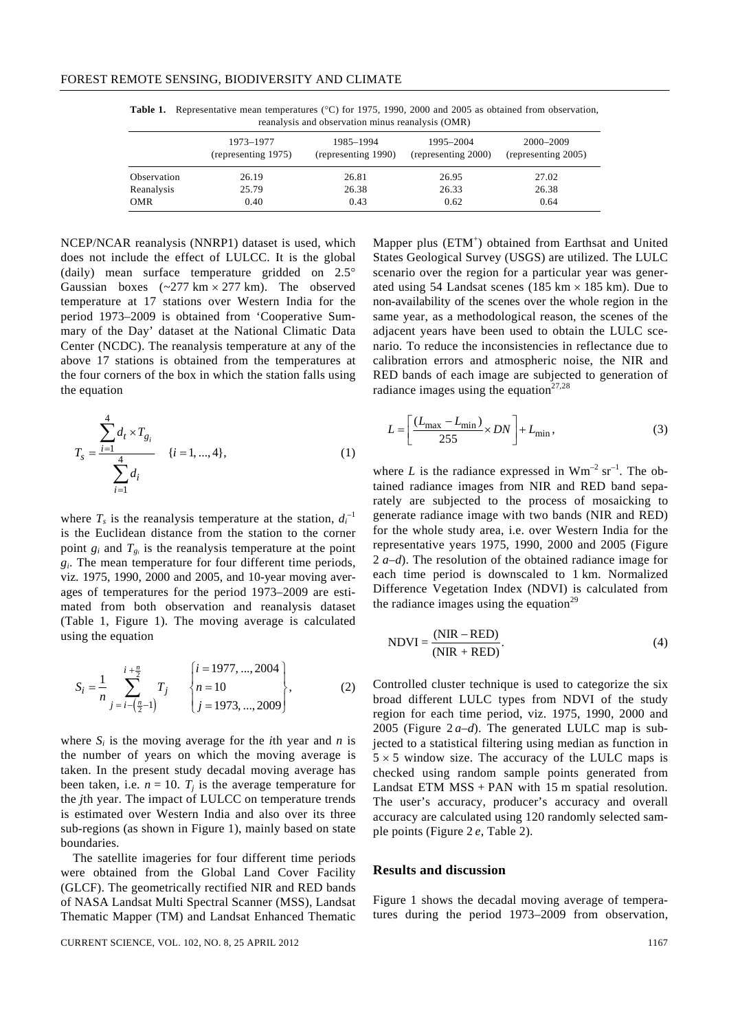**Table 1.** Representative mean temperatures (°C) for 1975, 1990, 2000 and 2005 as obtained from observation, reanalysis and observation minus reanalysis (OMR)

| | 1973–1977 (representing 1975) | 1985–1994 (representing 1990) | 1995–2004 (representing 2000) | 2000–2009 (representing 2005) |
|---|---|---|---|---|
| Observation | 26.19 | 26.81 | 26.95 | 27.02 |
| Reanalysis | 25.79 | 26.38 | 26.33 | 26.38 |
| OMR | 0.40 | 0.43 | 0.62 | 0.64 |

NCEP/NCAR reanalysis (NNRP1) dataset is used, which does not include the effect of LULCC. It is the global (daily) mean surface temperature gridded on 2.5° Gaussian boxes (~277 km × 277 km). The observed temperature at 17 stations over Western India for the period 1973–2009 is obtained from 'Cooperative Summary of the Day' dataset at the National Climatic Data Center (NCDC). The reanalysis temperature at any of the above 17 stations is obtained from the temperatures at the four corners of the box in which the station falls using the equation

$$T_s = \frac{\sum_{i=1}^{4} d_i \times T_{g_i}}{\sum_{i=1}^{4} d_i} \quad \{i = 1, ..., 4\}, \tag{1}$$

where $T_s$ is the reanalysis temperature at the station, $d_i^{-1}$ is the Euclidean distance from the station to the corner point $g_i$ and $T_{g_i}$ is the reanalysis temperature at the point $g_i$. The mean temperature for four different time periods, viz. 1975, 1990, 2000 and 2005, and 10-year moving averages of temperatures for the period 1973–2009 are estimated from both observation and reanalysis dataset (Table 1, Figure 1). The moving average is calculated using the equation

$$S_i = \frac{1}{n} \sum_{j=i-\left(\frac{n}{2}-1\right)}^{i+\frac{n}{2}} T_j \qquad \begin{Bmatrix} i = 1977, ..., 2004 \\ n = 10 \\ j = 1973, ..., 2009 \end{Bmatrix}, \tag{2}$$

where $S_i$ is the moving average for the $i$th year and $n$ is the number of years on which the moving average is taken. In the present study decadal moving average has been taken, i.e. $n = 10$. $T_j$ is the average temperature for the $j$th year. The impact of LULCC on temperature trends is estimated over Western India and also over its three sub-regions (as shown in Figure 1), mainly based on state boundaries.

The satellite imageries for four different time periods were obtained from the Global Land Cover Facility (GLCF). The geometrically rectified NIR and RED bands of NASA Landsat Multi Spectral Scanner (MSS), Landsat Thematic Mapper (TM) and Landsat Enhanced Thematic Mapper plus (ETM$^+$) obtained from Earthsat and United States Geological Survey (USGS) are utilized. The LULC scenario over the region for a particular year was generated using 54 Landsat scenes (185 km × 185 km). Due to non-availability of the scenes over the whole region in the same year, as a methodological reason, the scenes of the adjacent years have been used to obtain the LULC scenario. To reduce the inconsistencies in reflectance due to calibration errors and atmospheric noise, the NIR and RED bands of each image are subjected to generation of radiance images using the equation[27,28]

$$L = \left[\frac{(L_{\max} - L_{\min})}{255} \times DN\right] + L_{\min}, \tag{3}$$

where $L$ is the radiance expressed in $\mathrm{Wm^{-2}\,sr^{-1}}$. The obtained radiance images from NIR and RED band separately are subjected to the process of mosaicking to generate radiance image with two bands (NIR and RED) for the whole study area, i.e. over Western India for the representative years 1975, 1990, 2000 and 2005 (Figure 2 *a–d*). The resolution of the obtained radiance image for each time period is downscaled to 1 km. Normalized Difference Vegetation Index (NDVI) is calculated from the radiance images using the equation[29]

$$\mathrm{NDVI} = \frac{(\mathrm{NIR} - \mathrm{RED})}{(\mathrm{NIR} + \mathrm{RED})}. \tag{4}$$

Controlled cluster technique is used to categorize the six broad different LULC types from NDVI of the study region for each time period, viz. 1975, 1990, 2000 and 2005 (Figure 2 *a–d*). The generated LULC map is subjected to a statistical filtering using median as function in 5 × 5 window size. The accuracy of the LULC maps is checked using random sample points generated from Landsat ETM MSS + PAN with 15 m spatial resolution. The user's accuracy, producer's accuracy and overall accuracy are calculated using 120 randomly selected sample points (Figure 2 *e*, Table 2).

## Results and discussion

Figure 1 shows the decadal moving average of temperatures during the period 1973–2009 from observation,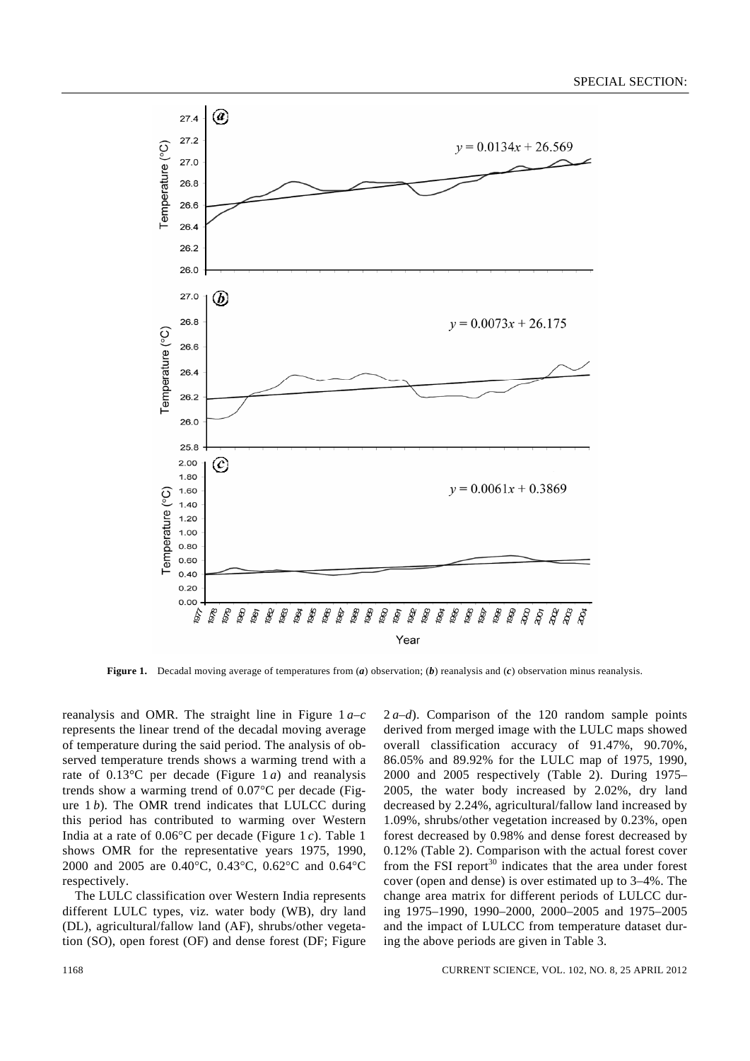**Figure 1.** Decadal moving average of temperatures from (*a*) observation; (*b*) reanalysis and (*c*) observation minus reanalysis.

reanalysis and OMR. The straight line in Figure 1 *a*–*c* represents the linear trend of the decadal moving average of temperature during the said period. The analysis of observed temperature trends shows a warming trend with a rate of 0.13°C per decade (Figure 1 *a*) and reanalysis trends show a warming trend of 0.07°C per decade (Figure 1 *b*). The OMR trend indicates that LULCC during this period has contributed to warming over Western India at a rate of 0.06°C per decade (Figure 1 *c*). Table 1 shows OMR for the representative years 1975, 1990, 2000 and 2005 are 0.40°C, 0.43°C, 0.62°C and 0.64°C respectively.

The LULC classification over Western India represents different LULC types, viz. water body (WB), dry land (DL), agricultural/fallow land (AF), shrubs/other vegetation (SO), open forest (OF) and dense forest (DF; Figure 2 *a*–*d*). Comparison of the 120 random sample points derived from merged image with the LULC maps showed overall classification accuracy of 91.47%, 90.70%, 86.05% and 89.92% for the LULC map of 1975, 1990, 2000 and 2005 respectively (Table 2). During 1975–2005, the water body increased by 2.02%, dry land decreased by 2.24%, agricultural/fallow land increased by 1.09%, shrubs/other vegetation increased by 0.23%, open forest decreased by 0.98% and dense forest decreased by 0.12% (Table 2). Comparison with the actual forest cover from the FSI report[30] indicates that the area under forest cover (open and dense) is over estimated up to 3–4%. The change area matrix for different periods of LULCC during 1975–1990, 1990–2000, 2000–2005 and 1975–2005 and the impact of LULCC from temperature dataset during the above periods are given in Table 3.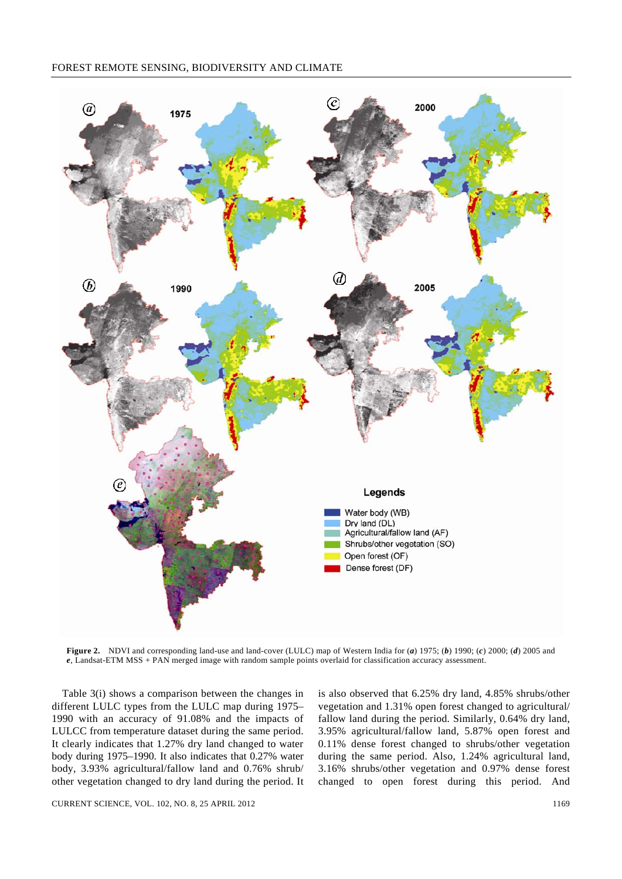**Figure 2.** NDVI and corresponding land-use and land-cover (LULC) map of Western India for (***a***) 1975; (***b***) 1990; (***c***) 2000; (***d***) 2005 and ***e***, Landsat-ETM MSS + PAN merged image with random sample points overlaid for classification accuracy assessment.

Table 3(i) shows a comparison between the changes in different LULC types from the LULC map during 1975–1990 with an accuracy of 91.08% and the impacts of LULCC from temperature dataset during the same period. It clearly indicates that 1.27% dry land changed to water body during 1975–1990. It also indicates that 0.27% water body, 3.93% agricultural/fallow land and 0.76% shrub/other vegetation changed to dry land during the period. It is also observed that 6.25% dry land, 4.85% shrubs/other vegetation and 1.31% open forest changed to agricultural/fallow land during the period. Similarly, 0.64% dry land, 3.95% agricultural/fallow land, 5.87% open forest and 0.11% dense forest changed to shrubs/other vegetation during the same period. Also, 1.24% agricultural land, 3.16% shrubs/other vegetation and 0.97% dense forest changed to open forest during this period. And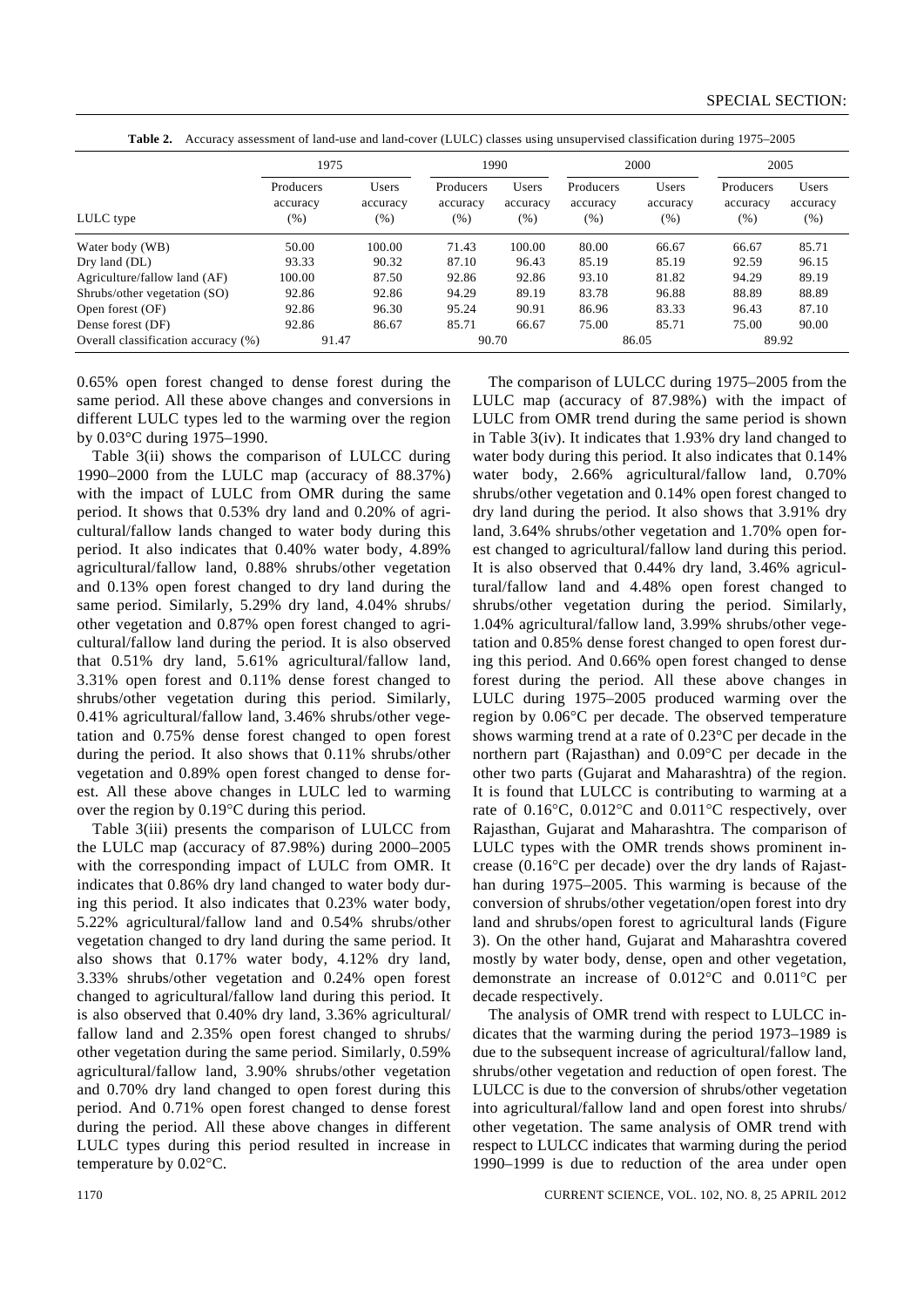**Table 2.** Accuracy assessment of land-use and land-cover (LULC) classes using unsupervised classification during 1975–2005

| | 1975 | | 1990 | | 2000 | | 2005 | |
|---|---|---|---|---|---|---|---|---|
| LULC type | Producers accuracy (%) | Users accuracy (%) | Producers accuracy (%) | Users accuracy (%) | Producers accuracy (%) | Users accuracy (%) | Producers accuracy (%) | Users accuracy (%) |
| Water body (WB) | 50.00 | 100.00 | 71.43 | 100.00 | 80.00 | 66.67 | 66.67 | 85.71 |
| Dry land (DL) | 93.33 | 90.32 | 87.10 | 96.43 | 85.19 | 85.19 | 92.59 | 96.15 |
| Agriculture/fallow land (AF) | 100.00 | 87.50 | 92.86 | 92.86 | 93.10 | 81.82 | 94.29 | 89.19 |
| Shrubs/other vegetation (SO) | 92.86 | 92.86 | 94.29 | 89.19 | 83.78 | 96.88 | 88.89 | 88.89 |
| Open forest (OF) | 92.86 | 96.30 | 95.24 | 90.91 | 86.96 | 83.33 | 96.43 | 87.10 |
| Dense forest (DF) | 92.86 | 86.67 | 85.71 | 66.67 | 75.00 | 85.71 | 75.00 | 90.00 |
| Overall classification accuracy (%) | 91.47 | | 90.70 | | 86.05 | | 89.92 | |

0.65% open forest changed to dense forest during the same period. All these above changes and conversions in different LULC types led to the warming over the region by 0.03°C during 1975–1990.

Table 3(ii) shows the comparison of LULCC during 1990–2000 from the LULC map (accuracy of 88.37%) with the impact of LULC from OMR during the same period. It shows that 0.53% dry land and 0.20% of agricultural/fallow lands changed to water body during this period. It also indicates that 0.40% water body, 4.89% agricultural/fallow land, 0.88% shrubs/other vegetation and 0.13% open forest changed to dry land during the same period. Similarly, 5.29% dry land, 4.04% shrubs/other vegetation and 0.87% open forest changed to agricultural/fallow land during the period. It is also observed that 0.51% dry land, 5.61% agricultural/fallow land, 3.31% open forest and 0.11% dense forest changed to shrubs/other vegetation during this period. Similarly, 0.41% agricultural/fallow land, 3.46% shrubs/other vegetation and 0.75% dense forest changed to open forest during the period. It also shows that 0.11% shrubs/other vegetation and 0.89% open forest changed to dense forest. All these above changes in LULC led to warming over the region by 0.19°C during this period.

Table 3(iii) presents the comparison of LULCC from the LULC map (accuracy of 87.98%) during 2000–2005 with the corresponding impact of LULC from OMR. It indicates that 0.86% dry land changed to water body during this period. It also indicates that 0.23% water body, 5.22% agricultural/fallow land and 0.54% shrubs/other vegetation changed to dry land during the same period. It also shows that 0.17% water body, 4.12% dry land, 3.33% shrubs/other vegetation and 0.24% open forest changed to agricultural/fallow land during this period. It is also observed that 0.40% dry land, 3.36% agricultural/fallow land and 2.35% open forest changed to shrubs/other vegetation during the same period. Similarly, 0.59% agricultural/fallow land, 3.90% shrubs/other vegetation and 0.70% dry land changed to open forest during this period. And 0.71% open forest changed to dense forest during the period. All these above changes in different LULC types during this period resulted in increase in temperature by 0.02°C.

The comparison of LULCC during 1975–2005 from the LULC map (accuracy of 87.98%) with the impact of LULC from OMR trend during the same period is shown in Table 3(iv). It indicates that 1.93% dry land changed to water body during this period. It also indicates that 0.14% water body, 2.66% agricultural/fallow land, 0.70% shrubs/other vegetation and 0.14% open forest changed to dry land during the period. It also shows that 3.91% dry land, 3.64% shrubs/other vegetation and 1.70% open forest changed to agricultural/fallow land during this period. It is also observed that 0.44% dry land, 3.46% agricultural/fallow land and 4.48% open forest changed to shrubs/other vegetation during the period. Similarly, 1.04% agricultural/fallow land, 3.99% shrubs/other vegetation and 0.85% dense forest changed to open forest during this period. And 0.66% open forest changed to dense forest during the period. All these above changes in LULC during 1975–2005 produced warming over the region by 0.06°C per decade. The observed temperature shows warming trend at a rate of 0.23°C per decade in the northern part (Rajasthan) and 0.09°C per decade in the other two parts (Gujarat and Maharashtra) of the region. It is found that LULCC is contributing to warming at a rate of 0.16°C, 0.012°C and 0.011°C respectively, over Rajasthan, Gujarat and Maharashtra. The comparison of LULC types with the OMR trends shows prominent increase (0.16°C per decade) over the dry lands of Rajasthan during 1975–2005. This warming is because of the conversion of shrubs/other vegetation/open forest into dry land and shrubs/open forest to agricultural lands (Figure 3). On the other hand, Gujarat and Maharashtra covered mostly by water body, dense, open and other vegetation, demonstrate an increase of 0.012°C and 0.011°C per decade respectively.

The analysis of OMR trend with respect to LULCC indicates that the warming during the period 1973–1989 is due to the subsequent increase of agricultural/fallow land, shrubs/other vegetation and reduction of open forest. The LULCC is due to the conversion of shrubs/other vegetation into agricultural/fallow land and open forest into shrubs/other vegetation. The same analysis of OMR trend with respect to LULCC indicates that warming during the period 1990–1999 is due to reduction of the area under open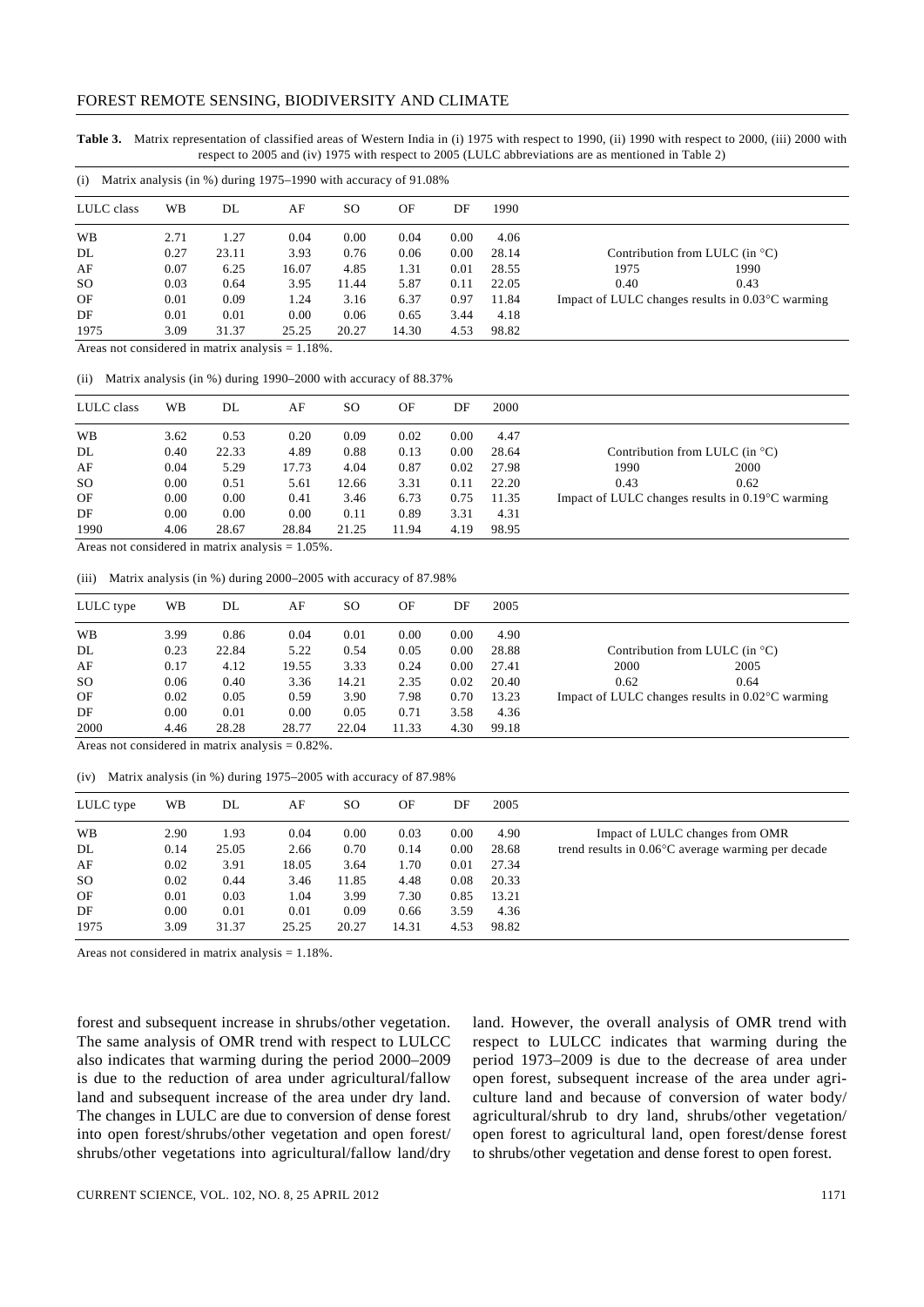**Table 3.** Matrix representation of classified areas of Western India in (i) 1975 with respect to 1990, (ii) 1990 with respect to 2000, (iii) 2000 with respect to 2005 and (iv) 1975 with respect to 2005 (LULC abbreviations are as mentioned in Table 2)

(i) Matrix analysis (in %) during 1975–1990 with accuracy of 91.08%

| LULC class | WB | DL | AF | SO | OF | DF | 1990 | | |
|---|---|---|---|---|---|---|---|---|---|
| WB | 2.71 | 1.27 | 0.04 | 0.00 | 0.04 | 0.00 | 4.06 | | |
| DL | 0.27 | 23.11 | 3.93 | 0.76 | 0.06 | 0.00 | 28.14 | Contribution from LULC (in °C) | |
| AF | 0.07 | 6.25 | 16.07 | 4.85 | 1.31 | 0.01 | 28.55 | 1975 | 1990 |
| SO | 0.03 | 0.64 | 3.95 | 11.44 | 5.87 | 0.11 | 22.05 | 0.40 | 0.43 |
| OF | 0.01 | 0.09 | 1.24 | 3.16 | 6.37 | 0.97 | 11.84 | Impact of LULC changes results in 0.03°C warming | |
| DF | 0.01 | 0.01 | 0.00 | 0.06 | 0.65 | 3.44 | 4.18 | | |
| 1975 | 3.09 | 31.37 | 25.25 | 20.27 | 14.30 | 4.53 | 98.82 | | |

Areas not considered in matrix analysis = 1.18%.

(ii) Matrix analysis (in %) during 1990–2000 with accuracy of 88.37%

| LULC class | WB | DL | AF | SO | OF | DF | 2000 | | |
|---|---|---|---|---|---|---|---|---|---|
| WB | 3.62 | 0.53 | 0.20 | 0.09 | 0.02 | 0.00 | 4.47 | | |
| DL | 0.40 | 22.33 | 4.89 | 0.88 | 0.13 | 0.00 | 28.64 | Contribution from LULC (in °C) | |
| AF | 0.04 | 5.29 | 17.73 | 4.04 | 0.87 | 0.02 | 27.98 | 1990 | 2000 |
| SO | 0.00 | 0.51 | 5.61 | 12.66 | 3.31 | 0.11 | 22.20 | 0.43 | 0.62 |
| OF | 0.00 | 0.00 | 0.41 | 3.46 | 6.73 | 0.75 | 11.35 | Impact of LULC changes results in 0.19°C warming | |
| DF | 0.00 | 0.00 | 0.00 | 0.11 | 0.89 | 3.31 | 4.31 | | |
| 1990 | 4.06 | 28.67 | 28.84 | 21.25 | 11.94 | 4.19 | 98.95 | | |

Areas not considered in matrix analysis = 1.05%.

(iii) Matrix analysis (in %) during 2000–2005 with accuracy of 87.98%

| LULC type | WB | DL | AF | SO | OF | DF | 2005 | | |
|---|---|---|---|---|---|---|---|---|---|
| WB | 3.99 | 0.86 | 0.04 | 0.01 | 0.00 | 0.00 | 4.90 | | |
| DL | 0.23 | 22.84 | 5.22 | 0.54 | 0.05 | 0.00 | 28.88 | Contribution from LULC (in °C) | |
| AF | 0.17 | 4.12 | 19.55 | 3.33 | 0.24 | 0.00 | 27.41 | 2000 | 2005 |
| SO | 0.06 | 0.40 | 3.36 | 14.21 | 2.35 | 0.02 | 20.40 | 0.62 | 0.64 |
| OF | 0.02 | 0.05 | 0.59 | 3.90 | 7.98 | 0.70 | 13.23 | Impact of LULC changes results in 0.02°C warming | |
| DF | 0.00 | 0.01 | 0.00 | 0.05 | 0.71 | 3.58 | 4.36 | | |
| 2000 | 4.46 | 28.28 | 28.77 | 22.04 | 11.33 | 4.30 | 99.18 | | |

Areas not considered in matrix analysis = 0.82%.

(iv) Matrix analysis (in %) during 1975–2005 with accuracy of 87.98%

| LULC type | WB | DL | AF | SO | OF | DF | 2005 | |
|---|---|---|---|---|---|---|---|---|
| WB | 2.90 | 1.93 | 0.04 | 0.00 | 0.03 | 0.00 | 4.90 | Impact of LULC changes from OMR |
| DL | 0.14 | 25.05 | 2.66 | 0.70 | 0.14 | 0.00 | 28.68 | trend results in 0.06°C average warming per decade |
| AF | 0.02 | 3.91 | 18.05 | 3.64 | 1.70 | 0.01 | 27.34 | |
| SO | 0.02 | 0.44 | 3.46 | 11.85 | 4.48 | 0.08 | 20.33 | |
| OF | 0.01 | 0.03 | 1.04 | 3.99 | 7.30 | 0.85 | 13.21 | |
| DF | 0.00 | 0.01 | 0.01 | 0.09 | 0.66 | 3.59 | 4.36 | |
| 1975 | 3.09 | 31.37 | 25.25 | 20.27 | 14.31 | 4.53 | 98.82 | |

Areas not considered in matrix analysis = 1.18%.

forest and subsequent increase in shrubs/other vegetation. The same analysis of OMR trend with respect to LULCC also indicates that warming during the period 2000–2009 is due to the reduction of area under agricultural/fallow land and subsequent increase of the area under dry land. The changes in LULC are due to conversion of dense forest into open forest/shrubs/other vegetation and open forest/shrubs/other vegetations into agricultural/fallow land/dry land. However, the overall analysis of OMR trend with respect to LULCC indicates that warming during the period 1973–2009 is due to the decrease of area under open forest, subsequent increase of the area under agriculture land and because of conversion of water body/agricultural/shrub to dry land, shrubs/other vegetation/open forest to agricultural land, open forest/dense forest to shrubs/other vegetation and dense forest to open forest.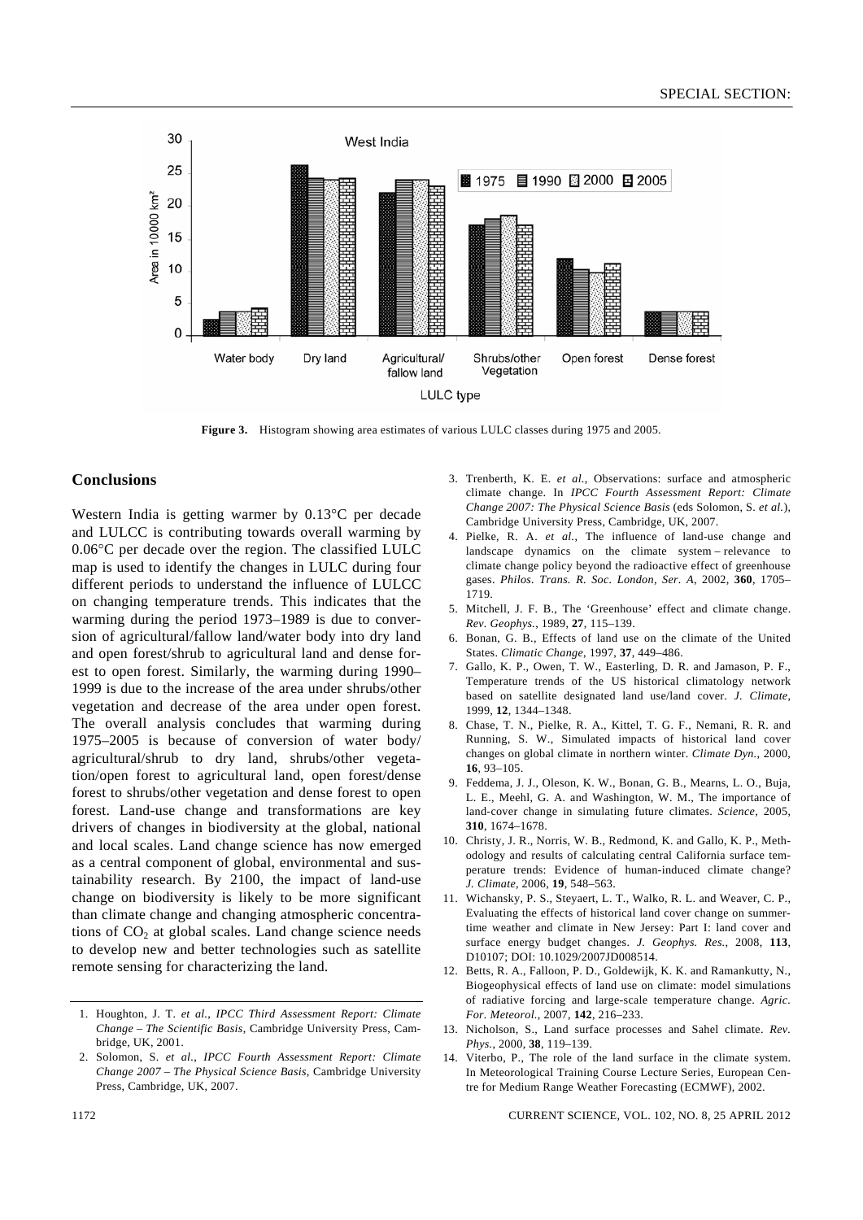Figure 3. Histogram showing area estimates of various LULC classes during 1975 and 2005.

## Conclusions

Western India is getting warmer by 0.13°C per decade and LULCC is contributing towards overall warming by 0.06°C per decade over the region. The classified LULC map is used to identify the changes in LULC during four different periods to understand the influence of LULCC on changing temperature trends. This indicates that the warming during the period 1973–1989 is due to conversion of agricultural/fallow land/water body into dry land and open forest/shrub to agricultural land and dense forest to open forest. Similarly, the warming during 1990–1999 is due to the increase of the area under shrubs/other vegetation and decrease of the area under open forest. The overall analysis concludes that warming during 1975–2005 is because of conversion of water body/agricultural/shrub to dry land, shrubs/other vegetation/open forest to agricultural land, open forest/dense forest to shrubs/other vegetation and dense forest to open forest. Land-use change and transformations are key drivers of changes in biodiversity at the global, national and local scales. Land change science has now emerged as a central component of global, environmental and sustainability research. By 2100, the impact of land-use change on biodiversity is likely to be more significant than climate change and changing atmospheric concentrations of $CO_2$ at global scales. Land change science needs to develop new and better technologies such as satellite remote sensing for characterizing the land.

1. Houghton, J. T. *et al.*, *IPCC Third Assessment Report: Climate Change – The Scientific Basis*, Cambridge University Press, Cambridge, UK, 2001.
2. Solomon, S. *et al.*, *IPCC Fourth Assessment Report: Climate Change 2007 – The Physical Science Basis*, Cambridge University Press, Cambridge, UK, 2007.
3. Trenberth, K. E. *et al.*, Observations: surface and atmospheric climate change. In *IPCC Fourth Assessment Report: Climate Change 2007: The Physical Science Basis* (eds Solomon, S. *et al.*), Cambridge University Press, Cambridge, UK, 2007.
4. Pielke, R. A. *et al.*, The influence of land-use change and landscape dynamics on the climate system – relevance to climate change policy beyond the radioactive effect of greenhouse gases. *Philos. Trans. R. Soc. London, Ser. A*, 2002, **360**, 1705–1719.
5. Mitchell, J. F. B., The 'Greenhouse' effect and climate change. *Rev. Geophys.*, 1989, **27**, 115–139.
6. Bonan, G. B., Effects of land use on the climate of the United States. *Climatic Change*, 1997, **37**, 449–486.
7. Gallo, K. P., Owen, T. W., Easterling, D. R. and Jamason, P. F., Temperature trends of the US historical climatology network based on satellite designated land use/land cover. *J. Climate*, 1999, **12**, 1344–1348.
8. Chase, T. N., Pielke, R. A., Kittel, T. G. F., Nemani, R. R. and Running, S. W., Simulated impacts of historical land cover changes on global climate in northern winter. *Climate Dyn.*, 2000, **16**, 93–105.
9. Feddema, J. J., Oleson, K. W., Bonan, G. B., Mearns, L. O., Buja, L. E., Meehl, G. A. and Washington, W. M., The importance of land-cover change in simulating future climates. *Science*, 2005, **310**, 1674–1678.
10. Christy, J. R., Norris, W. B., Redmond, K. and Gallo, K. P., Methodology and results of calculating central California surface temperature trends: Evidence of human-induced climate change? *J. Climate*, 2006, **19**, 548–563.
11. Wichansky, P. S., Steyaert, L. T., Walko, R. L. and Weaver, C. P., Evaluating the effects of historical land cover change on summertime weather and climate in New Jersey: Part I: land cover and surface energy budget changes. *J. Geophys. Res.*, 2008, **113**, D10107; DOI: 10.1029/2007JD008514.
12. Betts, R. A., Falloon, P. D., Goldewijk, K. K. and Ramankutty, N., Biogeophysical effects of land use on climate: model simulations of radiative forcing and large-scale temperature change. *Agric. For. Meteorol.*, 2007, **142**, 216–233.
13. Nicholson, S., Land surface processes and Sahel climate. *Rev. Phys.*, 2000, **38**, 119–139.
14. Viterbo, P., The role of the land surface in the climate system. In Meteorological Training Course Lecture Series, European Centre for Medium Range Weather Forecasting (ECMWF), 2002.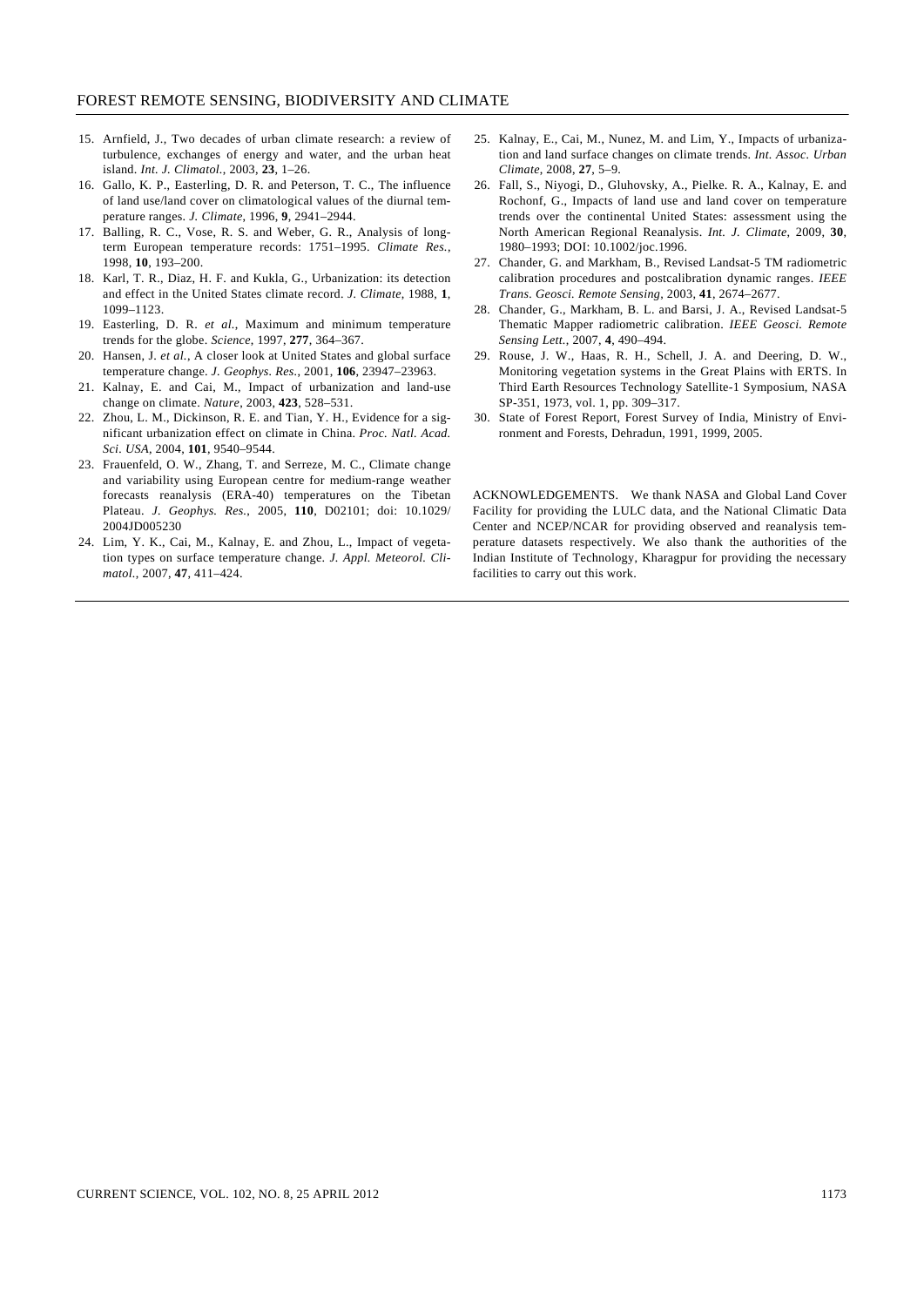15. Arnfield, J., Two decades of urban climate research: a review of turbulence, exchanges of energy and water, and the urban heat island. *Int. J. Climatol.*, 2003, **23**, 1–26.
16. Gallo, K. P., Easterling, D. R. and Peterson, T. C., The influence of land use/land cover on climatological values of the diurnal temperature ranges. *J. Climate*, 1996, **9**, 2941–2944.
17. Balling, R. C., Vose, R. S. and Weber, G. R., Analysis of long-term European temperature records: 1751–1995. *Climate Res.*, 1998, **10**, 193–200.
18. Karl, T. R., Diaz, H. F. and Kukla, G., Urbanization: its detection and effect in the United States climate record. *J. Climate*, 1988, **1**, 1099–1123.
19. Easterling, D. R. *et al.*, Maximum and minimum temperature trends for the globe. *Science*, 1997, **277**, 364–367.
20. Hansen, J. *et al.*, A closer look at United States and global surface temperature change. *J. Geophys. Res.*, 2001, **106**, 23947–23963.
21. Kalnay, E. and Cai, M., Impact of urbanization and land-use change on climate. *Nature*, 2003, **423**, 528–531.
22. Zhou, L. M., Dickinson, R. E. and Tian, Y. H., Evidence for a significant urbanization effect on climate in China. *Proc. Natl. Acad. Sci. USA*, 2004, **101**, 9540–9544.
23. Frauenfeld, O. W., Zhang, T. and Serreze, M. C., Climate change and variability using European centre for medium-range weather forecasts reanalysis (ERA-40) temperatures on the Tibetan Plateau. *J. Geophys. Res.*, 2005, **110**, D02101; doi: 10.1029/2004JD005230
24. Lim, Y. K., Cai, M., Kalnay, E. and Zhou, L., Impact of vegetation types on surface temperature change. *J. Appl. Meteorol. Climatol.*, 2007, **47**, 411–424.
25. Kalnay, E., Cai, M., Nunez, M. and Lim, Y., Impacts of urbanization and land surface changes on climate trends. *Int. Assoc. Urban Climate*, 2008, **27**, 5–9.
26. Fall, S., Niyogi, D., Gluhovsky, A., Pielke. R. A., Kalnay, E. and Rochonf, G., Impacts of land use and land cover on temperature trends over the continental United States: assessment using the North American Regional Reanalysis. *Int. J. Climate*, 2009, **30**, 1980–1993; DOI: 10.1002/joc.1996.
27. Chander, G. and Markham, B., Revised Landsat-5 TM radiometric calibration procedures and postcalibration dynamic ranges. *IEEE Trans. Geosci. Remote Sensing*, 2003, **41**, 2674–2677.
28. Chander, G., Markham, B. L. and Barsi, J. A., Revised Landsat-5 Thematic Mapper radiometric calibration. *IEEE Geosci. Remote Sensing Lett.*, 2007, **4**, 490–494.
29. Rouse, J. W., Haas, R. H., Schell, J. A. and Deering, D. W., Monitoring vegetation systems in the Great Plains with ERTS. In Third Earth Resources Technology Satellite-1 Symposium, NASA SP-351, 1973, vol. 1, pp. 309–317.
30. State of Forest Report, Forest Survey of India, Ministry of Environment and Forests, Dehradun, 1991, 1999, 2005.

ACKNOWLEDGEMENTS. We thank NASA and Global Land Cover Facility for providing the LULC data, and the National Climatic Data Center and NCEP/NCAR for providing observed and reanalysis temperature datasets respectively. We also thank the authorities of the Indian Institute of Technology, Kharagpur for providing the necessary facilities to carry out this work.